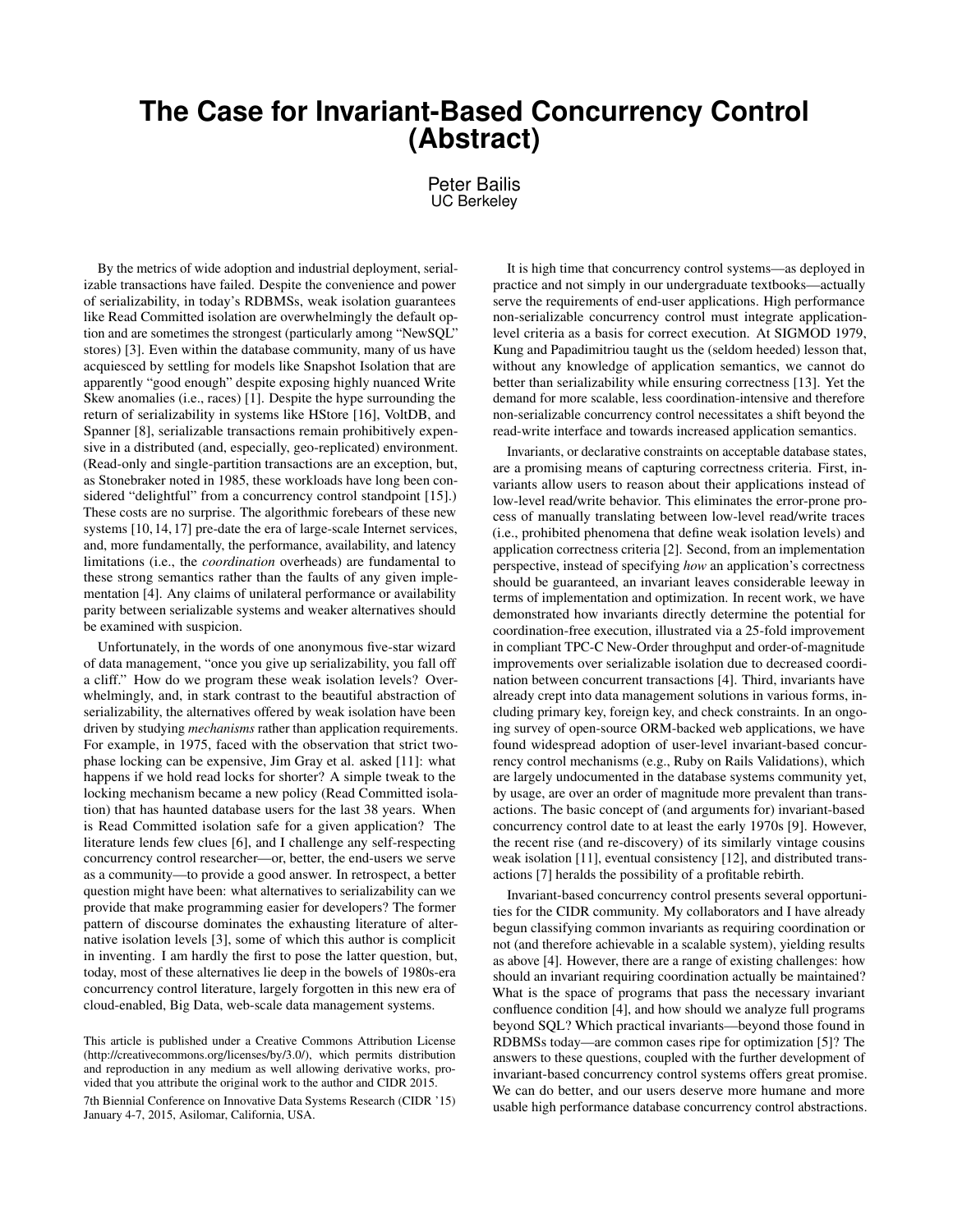# The Case for Invariant-Based Concurrency Control (Abstract)

Peter Bailis
UC Berkeley

By the metrics of wide adoption and industrial deployment, serializable transactions have failed. Despite the convenience and power of serializability, in today's RDBMSs, weak isolation guarantees like Read Committed isolation are overwhelmingly the default option and are sometimes the strongest (particularly among "NewSQL" stores) [3]. Even within the database community, many of us have acquiesced by settling for models like Snapshot Isolation that are apparently "good enough" despite exposing highly nuanced Write Skew anomalies (i.e., races) [1]. Despite the hype surrounding the return of serializability in systems like HStore [16], VoltDB, and Spanner [8], serializable transactions remain prohibitively expensive in a distributed (and, especially, geo-replicated) environment. (Read-only and single-partition transactions are an exception, but, as Stonebraker noted in 1985, these workloads have long been considered "delightful" from a concurrency control standpoint [15].) These costs are no surprise. The algorithmic forebears of these new systems [10, 14, 17] pre-date the era of large-scale Internet services, and, more fundamentally, the performance, availability, and latency limitations (i.e., the *coordination* overheads) are fundamental to these strong semantics rather than the faults of any given implementation [4]. Any claims of unilateral performance or availability parity between serializable systems and weaker alternatives should be examined with suspicion.

Unfortunately, in the words of one anonymous five-star wizard of data management, "once you give up serializability, you fall off a cliff." How do we program these weak isolation levels? Overwhelmingly, and, in stark contrast to the beautiful abstraction of serializability, the alternatives offered by weak isolation have been driven by studying *mechanisms* rather than application requirements. For example, in 1975, faced with the observation that strict two-phase locking can be expensive, Jim Gray et al. asked [11]: what happens if we hold read locks for shorter? A simple tweak to the locking mechanism became a new policy (Read Committed isolation) that has haunted database users for the last 38 years. When is Read Committed isolation safe for a given application? The literature lends few clues [6], and I challenge any self-respecting concurrency control researcher—or, better, the end-users we serve as a community—to provide a good answer. In retrospect, a better question might have been: what alternatives to serializability can we provide that make programming easier for developers? The former pattern of discourse dominates the exhausting literature of alternative isolation levels [3], some of which this author is complicit in inventing. I am hardly the first to pose the latter question, but, today, most of these alternatives lie deep in the bowels of 1980s-era concurrency control literature, largely forgotten in this new era of cloud-enabled, Big Data, web-scale data management systems.

It is high time that concurrency control systems—as deployed in practice and not simply in our undergraduate textbooks—actually serve the requirements of end-user applications. High performance non-serializable concurrency control must integrate application-level criteria as a basis for correct execution. At SIGMOD 1979, Kung and Papadimitriou taught us the (seldom heeded) lesson that, without any knowledge of application semantics, we cannot do better than serializability while ensuring correctness [13]. Yet the demand for more scalable, less coordination-intensive and therefore non-serializable concurrency control necessitates a shift beyond the read-write interface and towards increased application semantics.

Invariants, or declarative constraints on acceptable database states, are a promising means of capturing correctness criteria. First, invariants allow users to reason about their applications instead of low-level read/write behavior. This eliminates the error-prone process of manually translating between low-level read/write traces (i.e., prohibited phenomena that define weak isolation levels) and application correctness criteria [2]. Second, from an implementation perspective, instead of specifying *how* an application's correctness should be guaranteed, an invariant leaves considerable leeway in terms of implementation and optimization. In recent work, we have demonstrated how invariants directly determine the potential for coordination-free execution, illustrated via a 25-fold improvement in compliant TPC-C New-Order throughput and order-of-magnitude improvements over serializable isolation due to decreased coordination between concurrent transactions [4]. Third, invariants have already crept into data management solutions in various forms, including primary key, foreign key, and check constraints. In an ongoing survey of open-source ORM-backed web applications, we have found widespread adoption of user-level invariant-based concurrency control mechanisms (e.g., Ruby on Rails Validations), which are largely undocumented in the database systems community yet, by usage, are over an order of magnitude more prevalent than transactions. The basic concept of (and arguments for) invariant-based concurrency control date to at least the early 1970s [9]. However, the recent rise (and re-discovery) of its similarly vintage cousins weak isolation [11], eventual consistency [12], and distributed transactions [7] heralds the possibility of a profitable rebirth.

Invariant-based concurrency control presents several opportunities for the CIDR community. My collaborators and I have already begun classifying common invariants as requiring coordination or not (and therefore achievable in a scalable system), yielding results as above [4]. However, there are a range of existing challenges: how should an invariant requiring coordination actually be maintained? What is the space of programs that pass the necessary invariant confluence condition [4], and how should we analyze full programs beyond SQL? Which practical invariants—beyond those found in RDBMSs today—are common cases ripe for optimization [5]? The answers to these questions, coupled with the further development of invariant-based concurrency control systems offers great promise. We can do better, and our users deserve more humane and more usable high performance database concurrency control abstractions.

This article is published under a Creative Commons Attribution License (http://creativecommons.org/licenses/by/3.0/), which permits distribution and reproduction in any medium as well allowing derivative works, provided that you attribute the original work to the author and CIDR 2015.

7th Biennial Conference on Innovative Data Systems Research (CIDR '15) January 4-7, 2015, Asilomar, California, USA.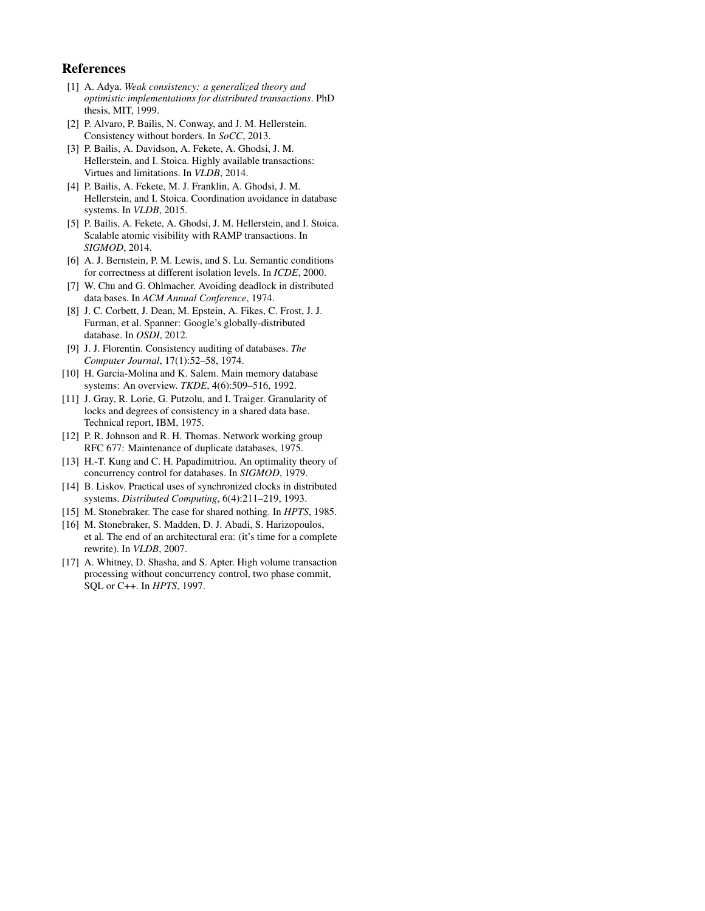# References

[1] A. Adya. *Weak consistency: a generalized theory and optimistic implementations for distributed transactions*. PhD thesis, MIT, 1999.

[2] P. Alvaro, P. Bailis, N. Conway, and J. M. Hellerstein. Consistency without borders. In *SoCC*, 2013.

[3] P. Bailis, A. Davidson, A. Fekete, A. Ghodsi, J. M. Hellerstein, and I. Stoica. Highly available transactions: Virtues and limitations. In *VLDB*, 2014.

[4] P. Bailis, A. Fekete, M. J. Franklin, A. Ghodsi, J. M. Hellerstein, and I. Stoica. Coordination avoidance in database systems. In *VLDB*, 2015.

[5] P. Bailis, A. Fekete, A. Ghodsi, J. M. Hellerstein, and I. Stoica. Scalable atomic visibility with RAMP transactions. In *SIGMOD*, 2014.

[6] A. J. Bernstein, P. M. Lewis, and S. Lu. Semantic conditions for correctness at different isolation levels. In *ICDE*, 2000.

[7] W. Chu and G. Ohlmacher. Avoiding deadlock in distributed data bases. In *ACM Annual Conference*, 1974.

[8] J. C. Corbett, J. Dean, M. Epstein, A. Fikes, C. Frost, J. J. Furman, et al. Spanner: Google's globally-distributed database. In *OSDI*, 2012.

[9] J. J. Florentin. Consistency auditing of databases. *The Computer Journal*, 17(1):52–58, 1974.

[10] H. Garcia-Molina and K. Salem. Main memory database systems: An overview. *TKDE*, 4(6):509–516, 1992.

[11] J. Gray, R. Lorie, G. Putzolu, and I. Traiger. Granularity of locks and degrees of consistency in a shared data base. Technical report, IBM, 1975.

[12] P. R. Johnson and R. H. Thomas. Network working group RFC 677: Maintenance of duplicate databases, 1975.

[13] H.-T. Kung and C. H. Papadimitriou. An optimality theory of concurrency control for databases. In *SIGMOD*, 1979.

[14] B. Liskov. Practical uses of synchronized clocks in distributed systems. *Distributed Computing*, 6(4):211–219, 1993.

[15] M. Stonebraker. The case for shared nothing. In *HPTS*, 1985.

[16] M. Stonebraker, S. Madden, D. J. Abadi, S. Harizopoulos, et al. The end of an architectural era: (it's time for a complete rewrite). In *VLDB*, 2007.

[17] A. Whitney, D. Shasha, and S. Apter. High volume transaction processing without concurrency control, two phase commit, SQL or C++. In *HPTS*, 1997.